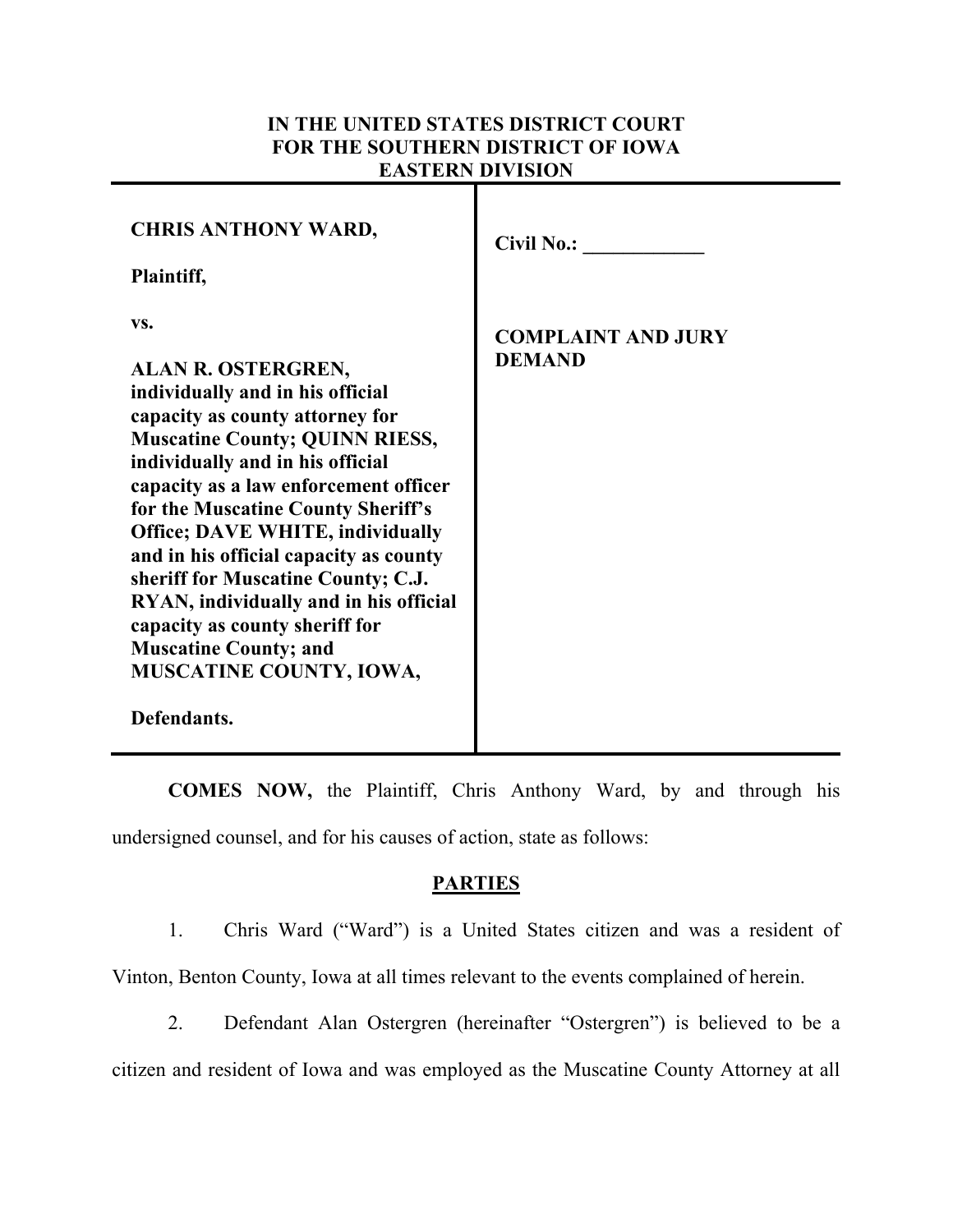**IN THE UNITED STATES DISTRICT COURT**
**FOR THE SOUTHERN DISTRICT OF IOWA**
**EASTERN DIVISION**

| | |
|---|---|
| **CHRIS ANTHONY WARD,**<br><br>**Plaintiff,**<br><br>**vs.**<br><br>**ALAN R. OSTERGREN, individually and in his official capacity as county attorney for Muscatine County; QUINN RIESS, individually and in his official capacity as a law enforcement officer for the Muscatine County Sheriff's Office; DAVE WHITE, individually and in his official capacity as county sheriff for Muscatine County; C.J. RYAN, individually and in his official capacity as county sheriff for Muscatine County; and MUSCATINE COUNTY, IOWA,**<br><br>**Defendants.** | **Civil No.: \_\_\_\_\_\_\_\_\_\_\_\_**<br><br>**COMPLAINT AND JURY DEMAND** |

**COMES NOW,** the Plaintiff, Chris Anthony Ward, by and through his undersigned counsel, and for his causes of action, state as follows:

## PARTIES

1. Chris Ward ("Ward") is a United States citizen and was a resident of Vinton, Benton County, Iowa at all times relevant to the events complained of herein.

2. Defendant Alan Ostergren (hereinafter "Ostergren") is believed to be a citizen and resident of Iowa and was employed as the Muscatine County Attorney at all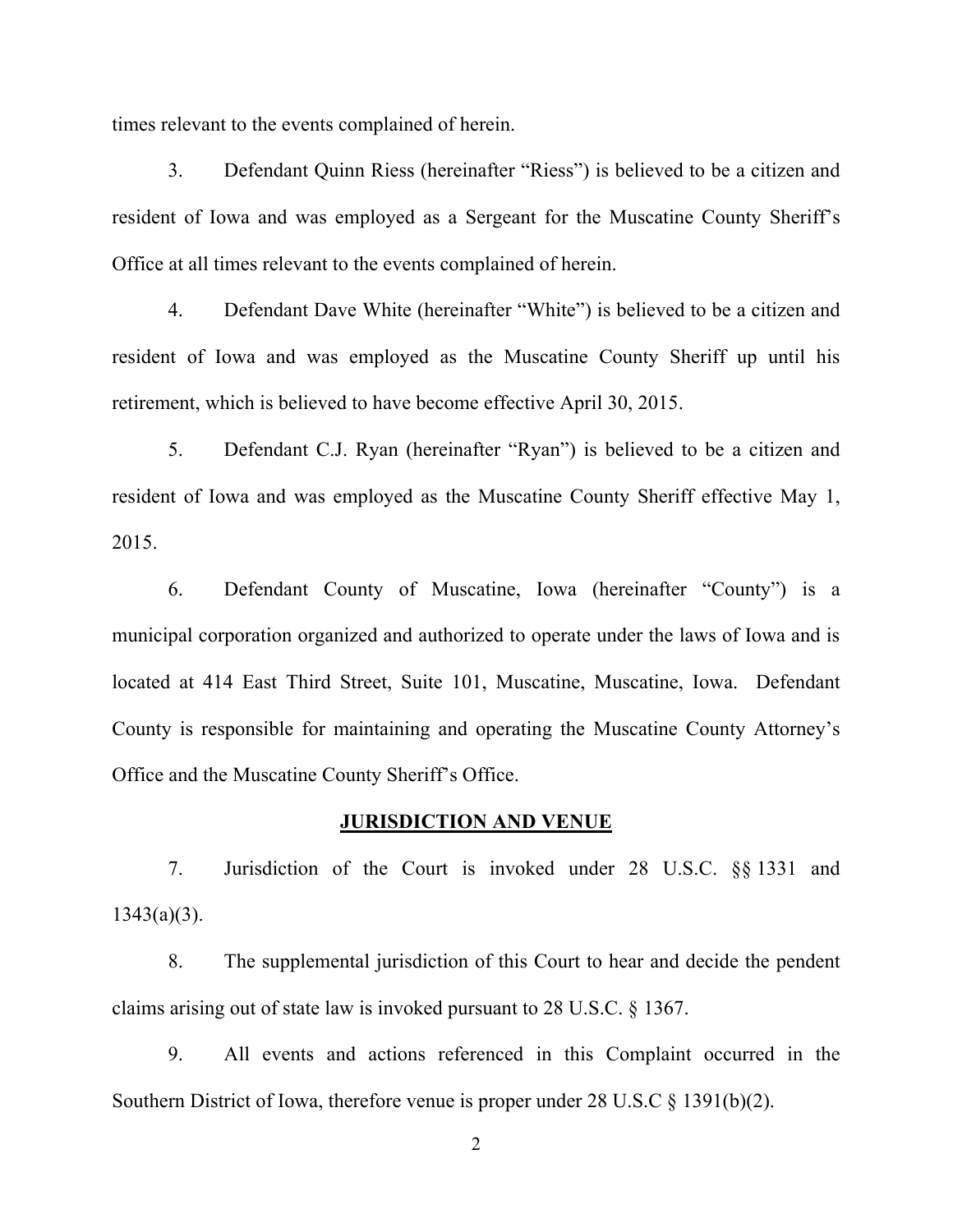times relevant to the events complained of herein.

3. Defendant Quinn Riess (hereinafter "Riess") is believed to be a citizen and resident of Iowa and was employed as a Sergeant for the Muscatine County Sheriff's Office at all times relevant to the events complained of herein.

4. Defendant Dave White (hereinafter "White") is believed to be a citizen and resident of Iowa and was employed as the Muscatine County Sheriff up until his retirement, which is believed to have become effective April 30, 2015.

5. Defendant C.J. Ryan (hereinafter "Ryan") is believed to be a citizen and resident of Iowa and was employed as the Muscatine County Sheriff effective May 1, 2015.

6. Defendant County of Muscatine, Iowa (hereinafter "County") is a municipal corporation organized and authorized to operate under the laws of Iowa and is located at 414 East Third Street, Suite 101, Muscatine, Muscatine, Iowa. Defendant County is responsible for maintaining and operating the Muscatine County Attorney's Office and the Muscatine County Sheriff's Office.

## JURISDICTION AND VENUE

7. Jurisdiction of the Court is invoked under 28 U.S.C. §§ 1331 and 1343(a)(3).

8. The supplemental jurisdiction of this Court to hear and decide the pendent claims arising out of state law is invoked pursuant to 28 U.S.C. § 1367.

9. All events and actions referenced in this Complaint occurred in the Southern District of Iowa, therefore venue is proper under 28 U.S.C § 1391(b)(2).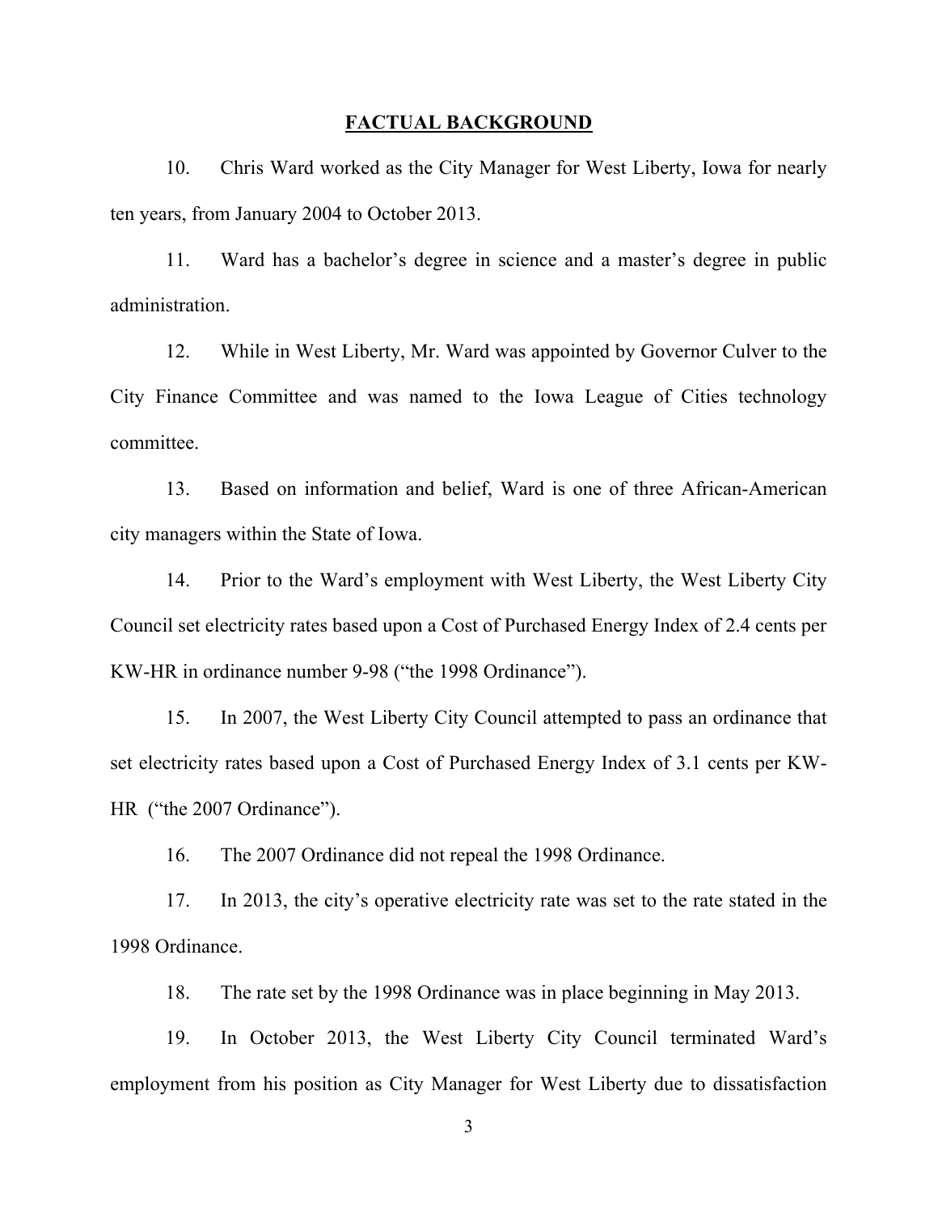## FACTUAL BACKGROUND

10. Chris Ward worked as the City Manager for West Liberty, Iowa for nearly ten years, from January 2004 to October 2013.

11. Ward has a bachelor's degree in science and a master's degree in public administration.

12. While in West Liberty, Mr. Ward was appointed by Governor Culver to the City Finance Committee and was named to the Iowa League of Cities technology committee.

13. Based on information and belief, Ward is one of three African-American city managers within the State of Iowa.

14. Prior to the Ward's employment with West Liberty, the West Liberty City Council set electricity rates based upon a Cost of Purchased Energy Index of 2.4 cents per KW-HR in ordinance number 9-98 ("the 1998 Ordinance").

15. In 2007, the West Liberty City Council attempted to pass an ordinance that set electricity rates based upon a Cost of Purchased Energy Index of 3.1 cents per KW-HR ("the 2007 Ordinance").

16. The 2007 Ordinance did not repeal the 1998 Ordinance.

17. In 2013, the city's operative electricity rate was set to the rate stated in the 1998 Ordinance.

18. The rate set by the 1998 Ordinance was in place beginning in May 2013.

19. In October 2013, the West Liberty City Council terminated Ward's employment from his position as City Manager for West Liberty due to dissatisfaction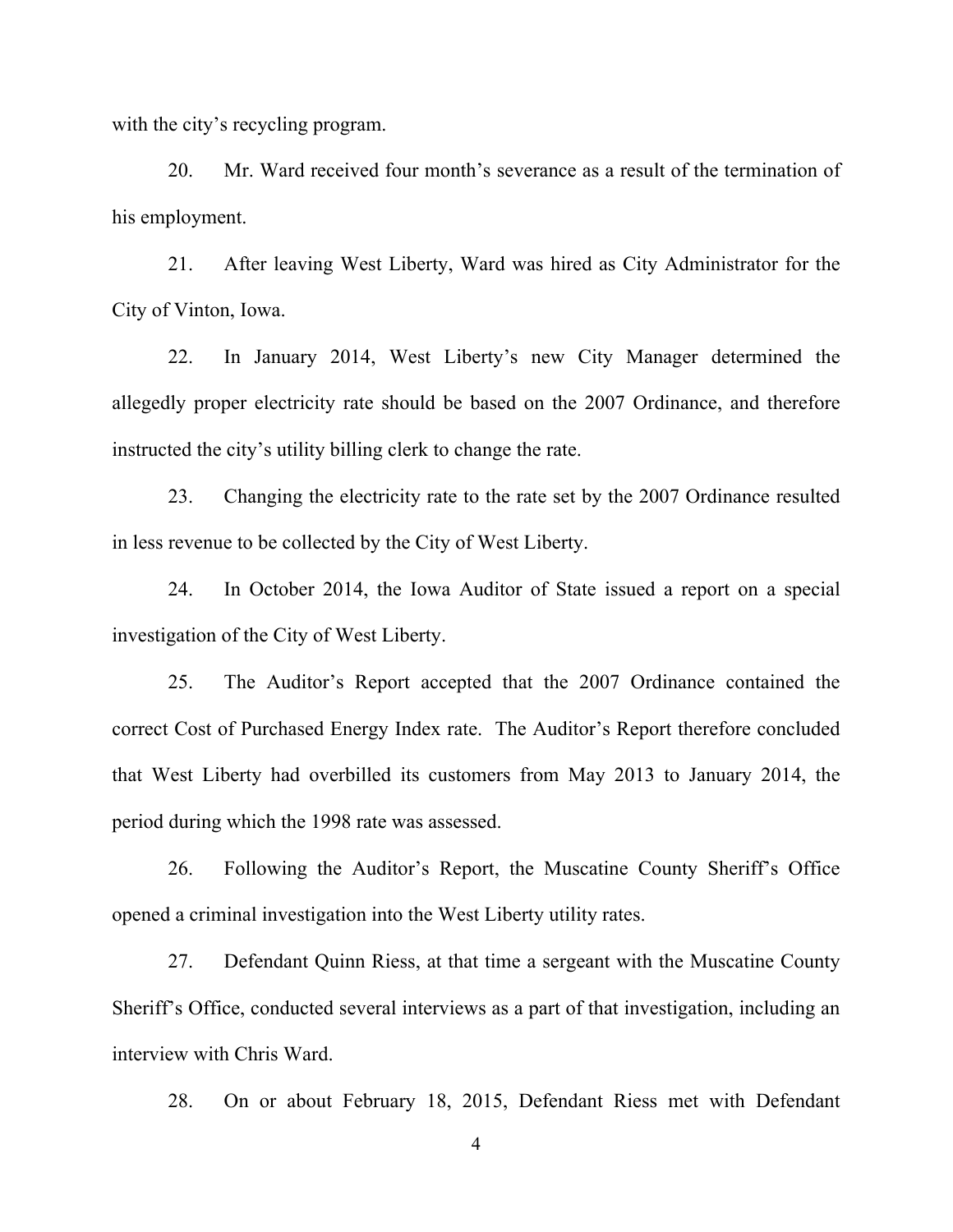with the city's recycling program.

20. Mr. Ward received four month's severance as a result of the termination of his employment.

21. After leaving West Liberty, Ward was hired as City Administrator for the City of Vinton, Iowa.

22. In January 2014, West Liberty's new City Manager determined the allegedly proper electricity rate should be based on the 2007 Ordinance, and therefore instructed the city's utility billing clerk to change the rate.

23. Changing the electricity rate to the rate set by the 2007 Ordinance resulted in less revenue to be collected by the City of West Liberty.

24. In October 2014, the Iowa Auditor of State issued a report on a special investigation of the City of West Liberty.

25. The Auditor's Report accepted that the 2007 Ordinance contained the correct Cost of Purchased Energy Index rate. The Auditor's Report therefore concluded that West Liberty had overbilled its customers from May 2013 to January 2014, the period during which the 1998 rate was assessed.

26. Following the Auditor's Report, the Muscatine County Sheriff's Office opened a criminal investigation into the West Liberty utility rates.

27. Defendant Quinn Riess, at that time a sergeant with the Muscatine County Sheriff's Office, conducted several interviews as a part of that investigation, including an interview with Chris Ward.

28. On or about February 18, 2015, Defendant Riess met with Defendant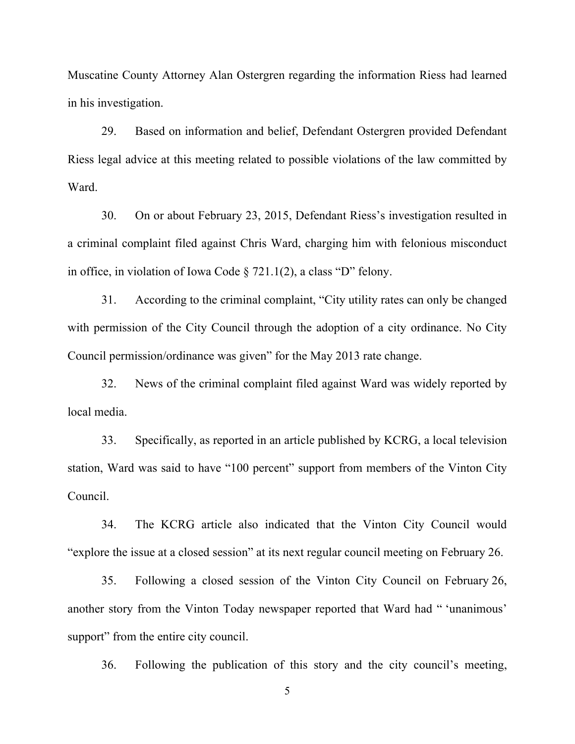Muscatine County Attorney Alan Ostergren regarding the information Riess had learned in his investigation.

29. Based on information and belief, Defendant Ostergren provided Defendant Riess legal advice at this meeting related to possible violations of the law committed by Ward.

30. On or about February 23, 2015, Defendant Riess's investigation resulted in a criminal complaint filed against Chris Ward, charging him with felonious misconduct in office, in violation of Iowa Code § 721.1(2), a class "D" felony.

31. According to the criminal complaint, "City utility rates can only be changed with permission of the City Council through the adoption of a city ordinance. No City Council permission/ordinance was given" for the May 2013 rate change.

32. News of the criminal complaint filed against Ward was widely reported by local media.

33. Specifically, as reported in an article published by KCRG, a local television station, Ward was said to have "100 percent" support from members of the Vinton City Council.

34. The KCRG article also indicated that the Vinton City Council would "explore the issue at a closed session" at its next regular council meeting on February 26.

35. Following a closed session of the Vinton City Council on February 26, another story from the Vinton Today newspaper reported that Ward had " 'unanimous' support" from the entire city council.

36. Following the publication of this story and the city council's meeting,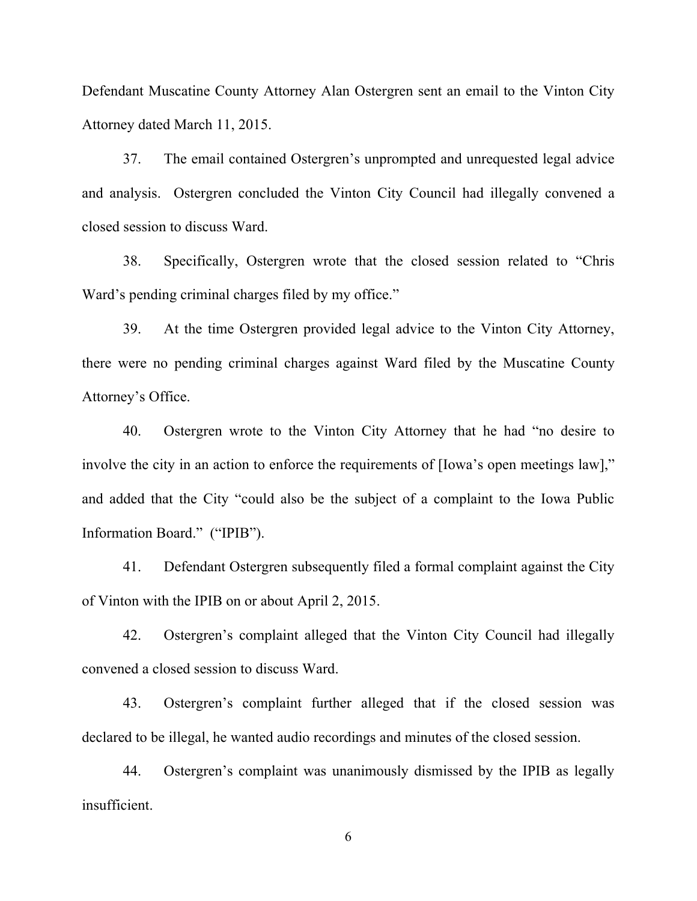Defendant Muscatine County Attorney Alan Ostergren sent an email to the Vinton City Attorney dated March 11, 2015.

37. The email contained Ostergren's unprompted and unrequested legal advice and analysis. Ostergren concluded the Vinton City Council had illegally convened a closed session to discuss Ward.

38. Specifically, Ostergren wrote that the closed session related to "Chris Ward's pending criminal charges filed by my office."

39. At the time Ostergren provided legal advice to the Vinton City Attorney, there were no pending criminal charges against Ward filed by the Muscatine County Attorney's Office.

40. Ostergren wrote to the Vinton City Attorney that he had "no desire to involve the city in an action to enforce the requirements of [Iowa's open meetings law]," and added that the City "could also be the subject of a complaint to the Iowa Public Information Board." ("IPIB").

41. Defendant Ostergren subsequently filed a formal complaint against the City of Vinton with the IPIB on or about April 2, 2015.

42. Ostergren's complaint alleged that the Vinton City Council had illegally convened a closed session to discuss Ward.

43. Ostergren's complaint further alleged that if the closed session was declared to be illegal, he wanted audio recordings and minutes of the closed session.

44. Ostergren's complaint was unanimously dismissed by the IPIB as legally insufficient.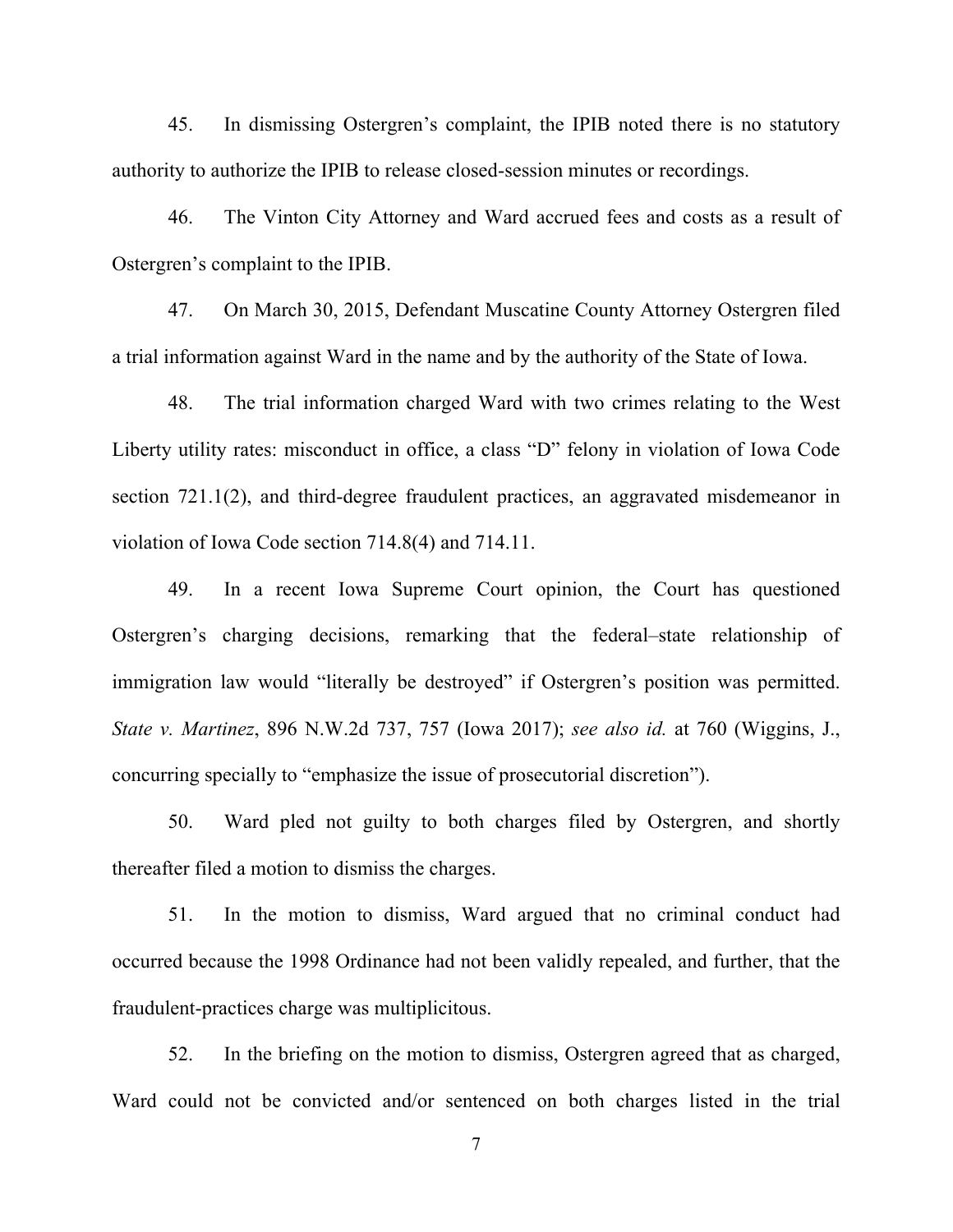45. In dismissing Ostergren's complaint, the IPIB noted there is no statutory authority to authorize the IPIB to release closed-session minutes or recordings.

46. The Vinton City Attorney and Ward accrued fees and costs as a result of Ostergren's complaint to the IPIB.

47. On March 30, 2015, Defendant Muscatine County Attorney Ostergren filed a trial information against Ward in the name and by the authority of the State of Iowa.

48. The trial information charged Ward with two crimes relating to the West Liberty utility rates: misconduct in office, a class "D" felony in violation of Iowa Code section 721.1(2), and third-degree fraudulent practices, an aggravated misdemeanor in violation of Iowa Code section 714.8(4) and 714.11.

49. In a recent Iowa Supreme Court opinion, the Court has questioned Ostergren's charging decisions, remarking that the federal–state relationship of immigration law would "literally be destroyed" if Ostergren's position was permitted. *State v. Martinez*, 896 N.W.2d 737, 757 (Iowa 2017); *see also id.* at 760 (Wiggins, J., concurring specially to "emphasize the issue of prosecutorial discretion").

50. Ward pled not guilty to both charges filed by Ostergren, and shortly thereafter filed a motion to dismiss the charges.

51. In the motion to dismiss, Ward argued that no criminal conduct had occurred because the 1998 Ordinance had not been validly repealed, and further, that the fraudulent-practices charge was multiplicitous.

52. In the briefing on the motion to dismiss, Ostergren agreed that as charged, Ward could not be convicted and/or sentenced on both charges listed in the trial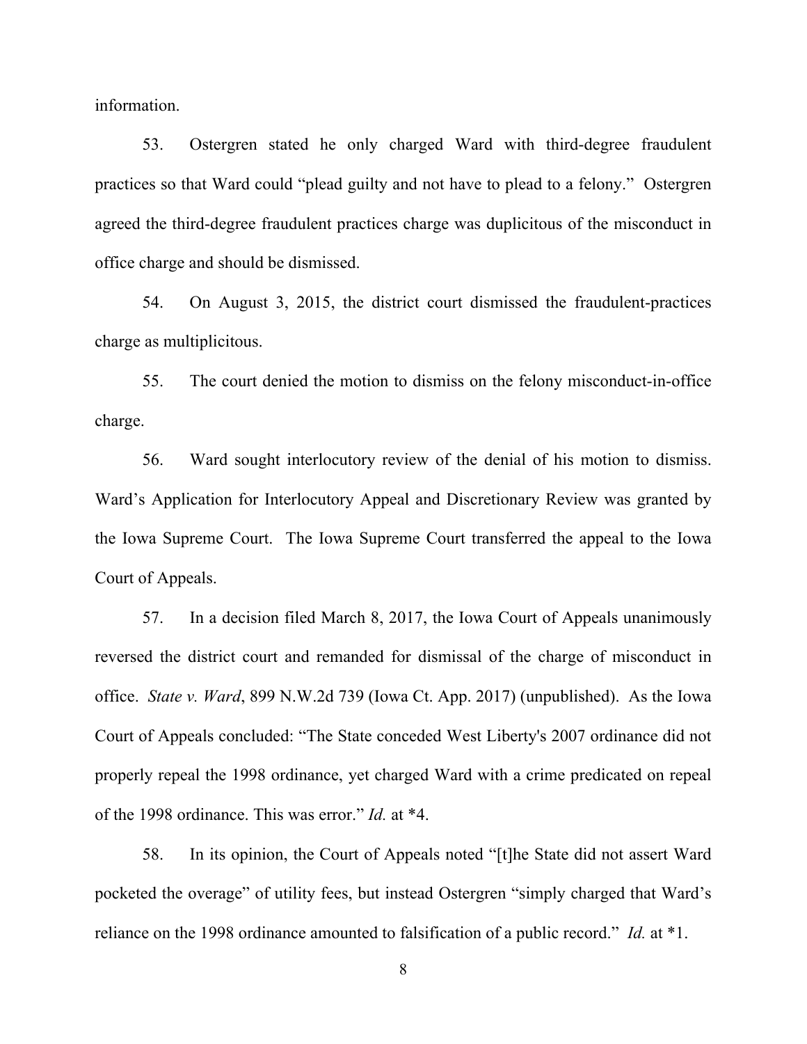information.

53. Ostergren stated he only charged Ward with third-degree fraudulent practices so that Ward could "plead guilty and not have to plead to a felony." Ostergren agreed the third-degree fraudulent practices charge was duplicitous of the misconduct in office charge and should be dismissed.

54. On August 3, 2015, the district court dismissed the fraudulent-practices charge as multiplicitous.

55. The court denied the motion to dismiss on the felony misconduct-in-office charge.

56. Ward sought interlocutory review of the denial of his motion to dismiss. Ward's Application for Interlocutory Appeal and Discretionary Review was granted by the Iowa Supreme Court. The Iowa Supreme Court transferred the appeal to the Iowa Court of Appeals.

57. In a decision filed March 8, 2017, the Iowa Court of Appeals unanimously reversed the district court and remanded for dismissal of the charge of misconduct in office. *State v. Ward*, 899 N.W.2d 739 (Iowa Ct. App. 2017) (unpublished). As the Iowa Court of Appeals concluded: "The State conceded West Liberty's 2007 ordinance did not properly repeal the 1998 ordinance, yet charged Ward with a crime predicated on repeal of the 1998 ordinance. This was error." *Id.* at *4.

58. In its opinion, the Court of Appeals noted "[t]he State did not assert Ward pocketed the overage" of utility fees, but instead Ostergren "simply charged that Ward's reliance on the 1998 ordinance amounted to falsification of a public record." *Id.* at *1.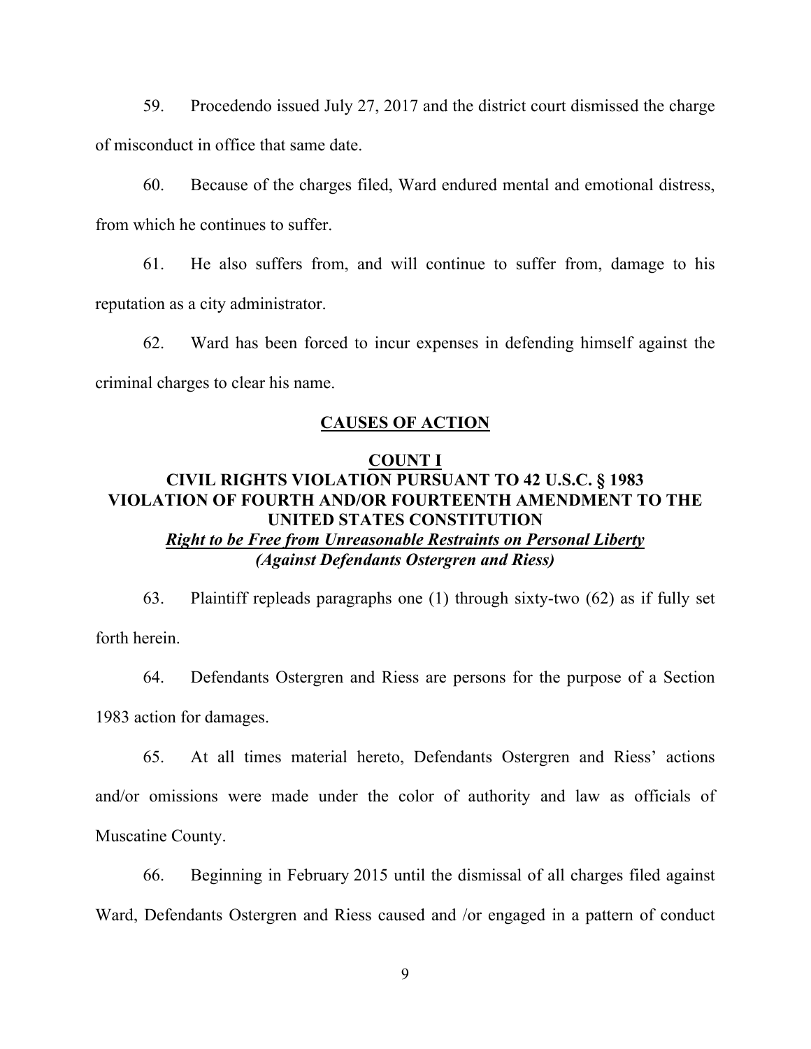59. Procedendo issued July 27, 2017 and the district court dismissed the charge of misconduct in office that same date.

60. Because of the charges filed, Ward endured mental and emotional distress, from which he continues to suffer.

61. He also suffers from, and will continue to suffer from, damage to his reputation as a city administrator.

62. Ward has been forced to incur expenses in defending himself against the criminal charges to clear his name.

## CAUSES OF ACTION

### COUNT I
### CIVIL RIGHTS VIOLATION PURSUANT TO 42 U.S.C. § 1983
### VIOLATION OF FOURTH AND/OR FOURTEENTH AMENDMENT TO THE UNITED STATES CONSTITUTION

***Right to be Free from Unreasonable Restraints on Personal Liberty***
***(Against Defendants Ostergren and Riess)***

63. Plaintiff repleads paragraphs one (1) through sixty-two (62) as if fully set forth herein.

64. Defendants Ostergren and Riess are persons for the purpose of a Section 1983 action for damages.

65. At all times material hereto, Defendants Ostergren and Riess' actions and/or omissions were made under the color of authority and law as officials of Muscatine County.

66. Beginning in February 2015 until the dismissal of all charges filed against Ward, Defendants Ostergren and Riess caused and /or engaged in a pattern of conduct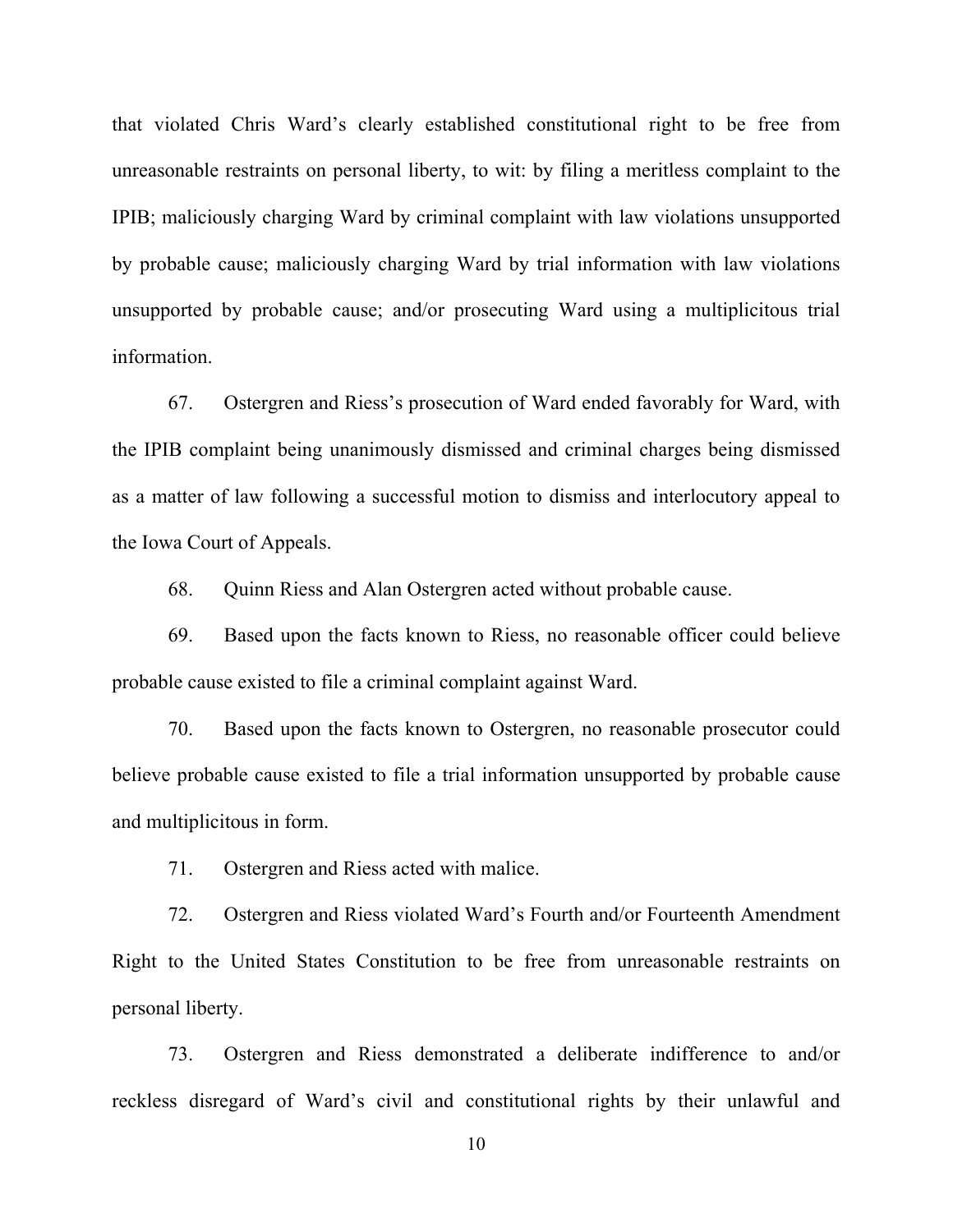that violated Chris Ward's clearly established constitutional right to be free from unreasonable restraints on personal liberty, to wit: by filing a meritless complaint to the IPIB; maliciously charging Ward by criminal complaint with law violations unsupported by probable cause; maliciously charging Ward by trial information with law violations unsupported by probable cause; and/or prosecuting Ward using a multiplicitous trial information.

67. Ostergren and Riess's prosecution of Ward ended favorably for Ward, with the IPIB complaint being unanimously dismissed and criminal charges being dismissed as a matter of law following a successful motion to dismiss and interlocutory appeal to the Iowa Court of Appeals.

68. Quinn Riess and Alan Ostergren acted without probable cause.

69. Based upon the facts known to Riess, no reasonable officer could believe probable cause existed to file a criminal complaint against Ward.

70. Based upon the facts known to Ostergren, no reasonable prosecutor could believe probable cause existed to file a trial information unsupported by probable cause and multiplicitous in form.

71. Ostergren and Riess acted with malice.

72. Ostergren and Riess violated Ward's Fourth and/or Fourteenth Amendment Right to the United States Constitution to be free from unreasonable restraints on personal liberty.

73. Ostergren and Riess demonstrated a deliberate indifference to and/or reckless disregard of Ward's civil and constitutional rights by their unlawful and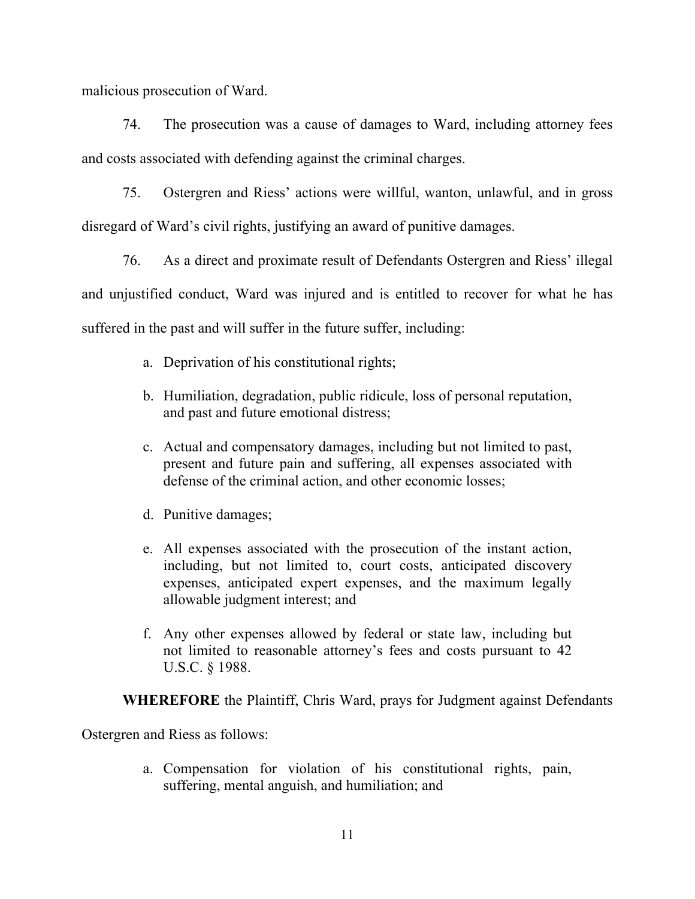malicious prosecution of Ward.

74. The prosecution was a cause of damages to Ward, including attorney fees and costs associated with defending against the criminal charges.

75. Ostergren and Riess' actions were willful, wanton, unlawful, and in gross disregard of Ward's civil rights, justifying an award of punitive damages.

76. As a direct and proximate result of Defendants Ostergren and Riess' illegal and unjustified conduct, Ward was injured and is entitled to recover for what he has suffered in the past and will suffer in the future suffer, including:

a. Deprivation of his constitutional rights;

b. Humiliation, degradation, public ridicule, loss of personal reputation, and past and future emotional distress;

c. Actual and compensatory damages, including but not limited to, past, present and future pain and suffering, all expenses associated with defense of the criminal action, and other economic losses;

d. Punitive damages;

e. All expenses associated with the prosecution of the instant action, including, but not limited to, court costs, anticipated discovery expenses, anticipated expert expenses, and the maximum legally allowable judgment interest; and

f. Any other expenses allowed by federal or state law, including but not limited to reasonable attorney's fees and costs pursuant to 42 U.S.C. § 1988.

**WHEREFORE** the Plaintiff, Chris Ward, prays for Judgment against Defendants Ostergren and Riess as follows:

a. Compensation for violation of his constitutional rights, pain, suffering, mental anguish, and humiliation; and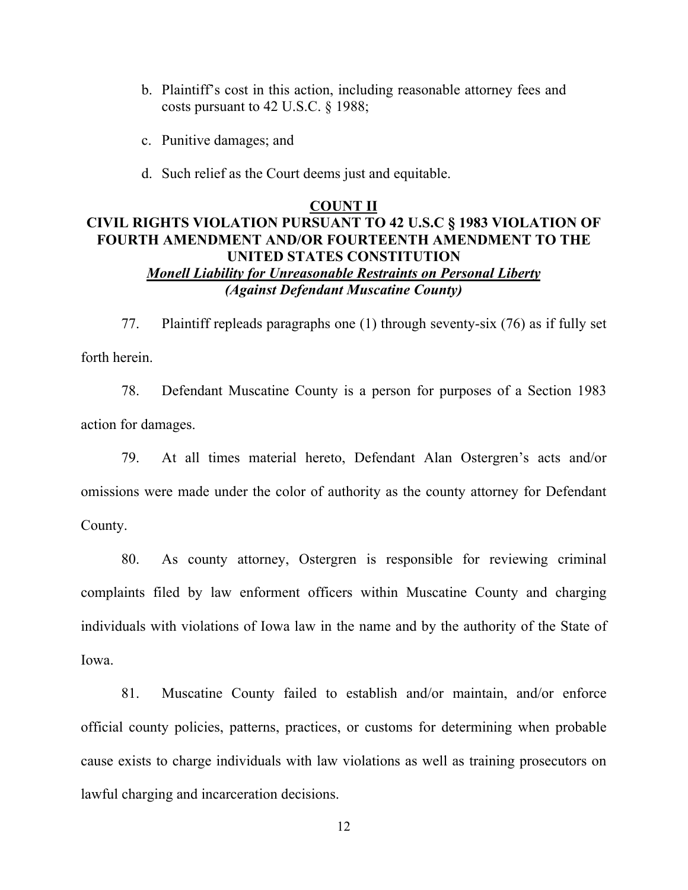b. Plaintiff's cost in this action, including reasonable attorney fees and costs pursuant to 42 U.S.C. § 1988;

c. Punitive damages; and

d. Such relief as the Court deems just and equitable.

**COUNT II**

**CIVIL RIGHTS VIOLATION PURSUANT TO 42 U.S.C § 1983 VIOLATION OF FOURTH AMENDMENT AND/OR FOURTEENTH AMENDMENT TO THE UNITED STATES CONSTITUTION**

***Monell Liability for Unreasonable Restraints on Personal Liberty***

***(Against Defendant Muscatine County)***

77. Plaintiff repleads paragraphs one (1) through seventy-six (76) as if fully set forth herein.

78. Defendant Muscatine County is a person for purposes of a Section 1983 action for damages.

79. At all times material hereto, Defendant Alan Ostergren's acts and/or omissions were made under the color of authority as the county attorney for Defendant County.

80. As county attorney, Ostergren is responsible for reviewing criminal complaints filed by law enforment officers within Muscatine County and charging individuals with violations of Iowa law in the name and by the authority of the State of Iowa.

81. Muscatine County failed to establish and/or maintain, and/or enforce official county policies, patterns, practices, or customs for determining when probable cause exists to charge individuals with law violations as well as training prosecutors on lawful charging and incarceration decisions.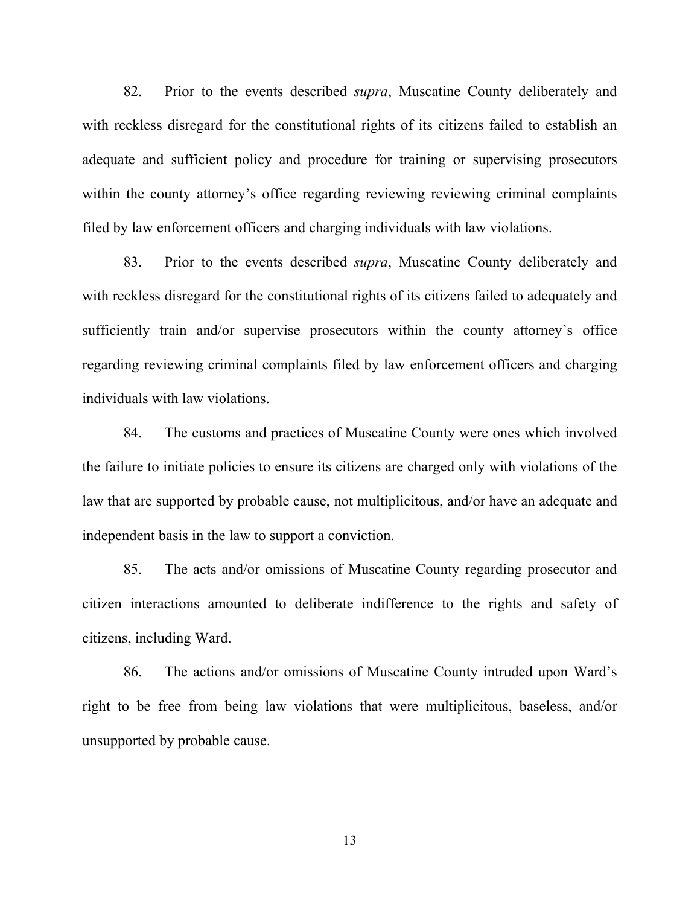82. Prior to the events described *supra*, Muscatine County deliberately and with reckless disregard for the constitutional rights of its citizens failed to establish an adequate and sufficient policy and procedure for training or supervising prosecutors within the county attorney's office regarding reviewing reviewing criminal complaints filed by law enforcement officers and charging individuals with law violations.

83. Prior to the events described *supra*, Muscatine County deliberately and with reckless disregard for the constitutional rights of its citizens failed to adequately and sufficiently train and/or supervise prosecutors within the county attorney's office regarding reviewing criminal complaints filed by law enforcement officers and charging individuals with law violations.

84. The customs and practices of Muscatine County were ones which involved the failure to initiate policies to ensure its citizens are charged only with violations of the law that are supported by probable cause, not multiplicitous, and/or have an adequate and independent basis in the law to support a conviction.

85. The acts and/or omissions of Muscatine County regarding prosecutor and citizen interactions amounted to deliberate indifference to the rights and safety of citizens, including Ward.

86. The actions and/or omissions of Muscatine County intruded upon Ward's right to be free from being law violations that were multiplicitous, baseless, and/or unsupported by probable cause.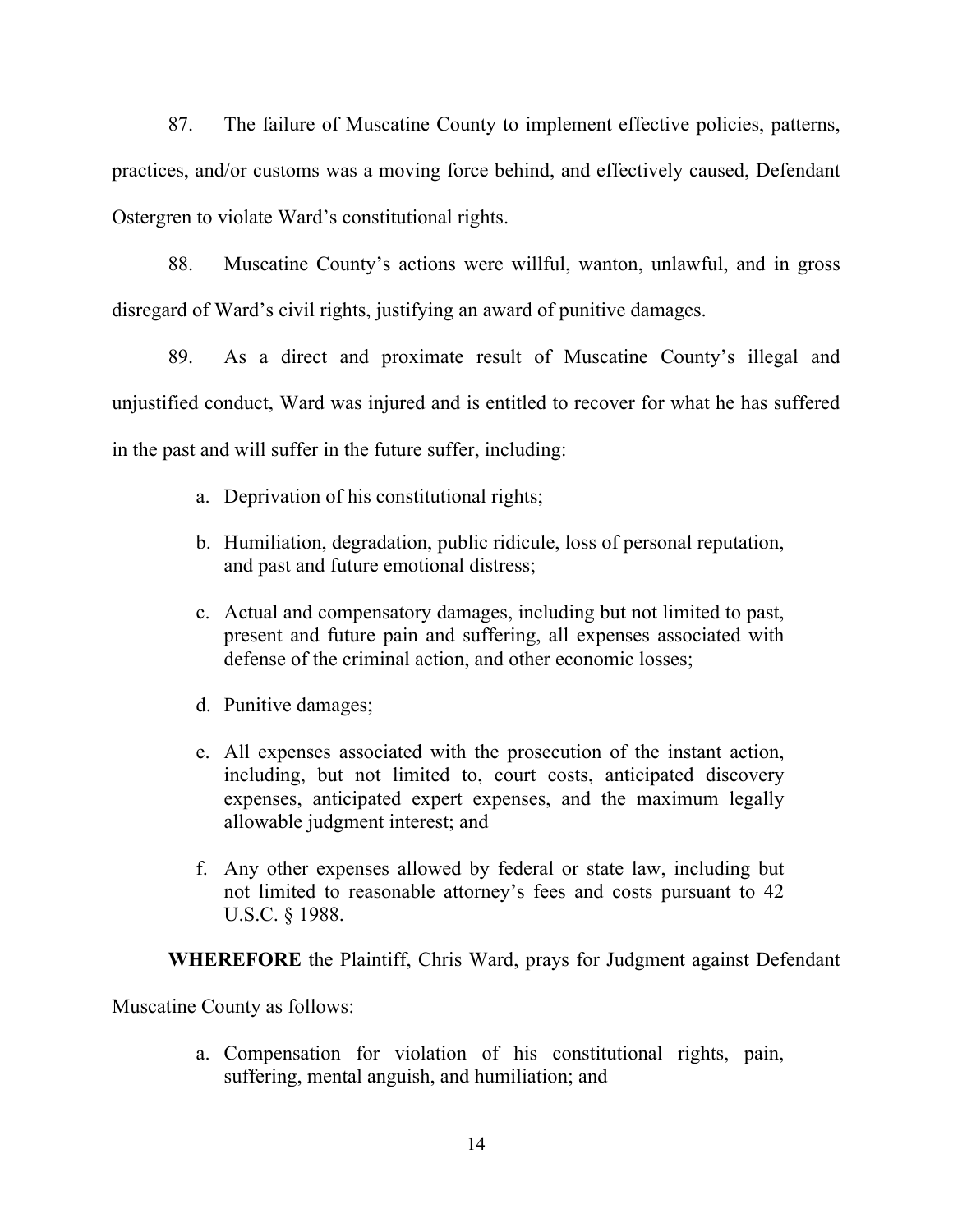87. The failure of Muscatine County to implement effective policies, patterns, practices, and/or customs was a moving force behind, and effectively caused, Defendant Ostergren to violate Ward's constitutional rights.

88. Muscatine County's actions were willful, wanton, unlawful, and in gross disregard of Ward's civil rights, justifying an award of punitive damages.

89. As a direct and proximate result of Muscatine County's illegal and unjustified conduct, Ward was injured and is entitled to recover for what he has suffered in the past and will suffer in the future suffer, including:

a. Deprivation of his constitutional rights;

b. Humiliation, degradation, public ridicule, loss of personal reputation, and past and future emotional distress;

c. Actual and compensatory damages, including but not limited to past, present and future pain and suffering, all expenses associated with defense of the criminal action, and other economic losses;

d. Punitive damages;

e. All expenses associated with the prosecution of the instant action, including, but not limited to, court costs, anticipated discovery expenses, anticipated expert expenses, and the maximum legally allowable judgment interest; and

f. Any other expenses allowed by federal or state law, including but not limited to reasonable attorney's fees and costs pursuant to 42 U.S.C. § 1988.

**WHEREFORE** the Plaintiff, Chris Ward, prays for Judgment against Defendant Muscatine County as follows:

a. Compensation for violation of his constitutional rights, pain, suffering, mental anguish, and humiliation; and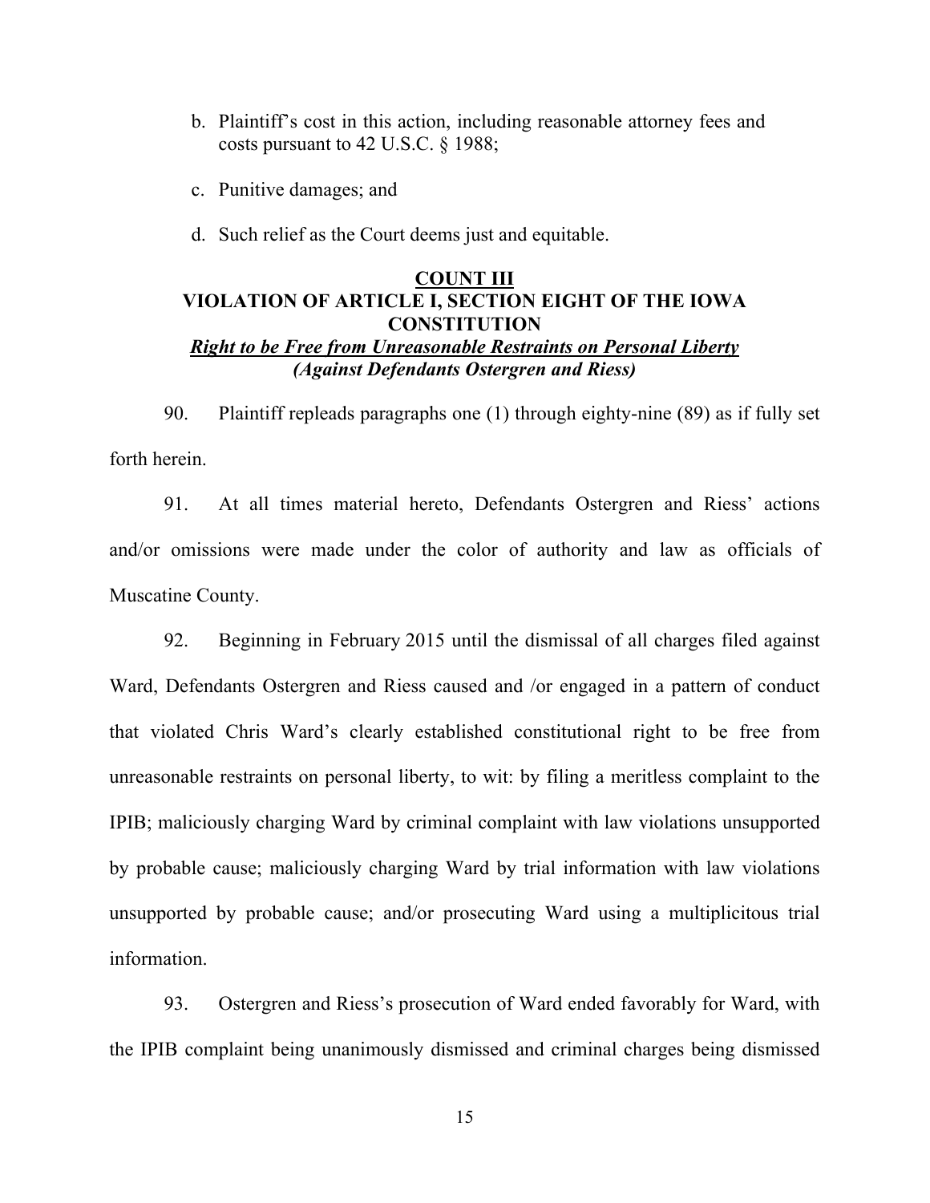b. Plaintiff's cost in this action, including reasonable attorney fees and costs pursuant to 42 U.S.C. § 1988;

c. Punitive damages; and

d. Such relief as the Court deems just and equitable.

**COUNT III**
**VIOLATION OF ARTICLE I, SECTION EIGHT OF THE IOWA CONSTITUTION**
***Right to be Free from Unreasonable Restraints on Personal Liberty***
***(Against Defendants Ostergren and Riess)***

90. Plaintiff repleads paragraphs one (1) through eighty-nine (89) as if fully set forth herein.

91. At all times material hereto, Defendants Ostergren and Riess' actions and/or omissions were made under the color of authority and law as officials of Muscatine County.

92. Beginning in February 2015 until the dismissal of all charges filed against Ward, Defendants Ostergren and Riess caused and /or engaged in a pattern of conduct that violated Chris Ward's clearly established constitutional right to be free from unreasonable restraints on personal liberty, to wit: by filing a meritless complaint to the IPIB; maliciously charging Ward by criminal complaint with law violations unsupported by probable cause; maliciously charging Ward by trial information with law violations unsupported by probable cause; and/or prosecuting Ward using a multiplicitous trial information.

93. Ostergren and Riess's prosecution of Ward ended favorably for Ward, with the IPIB complaint being unanimously dismissed and criminal charges being dismissed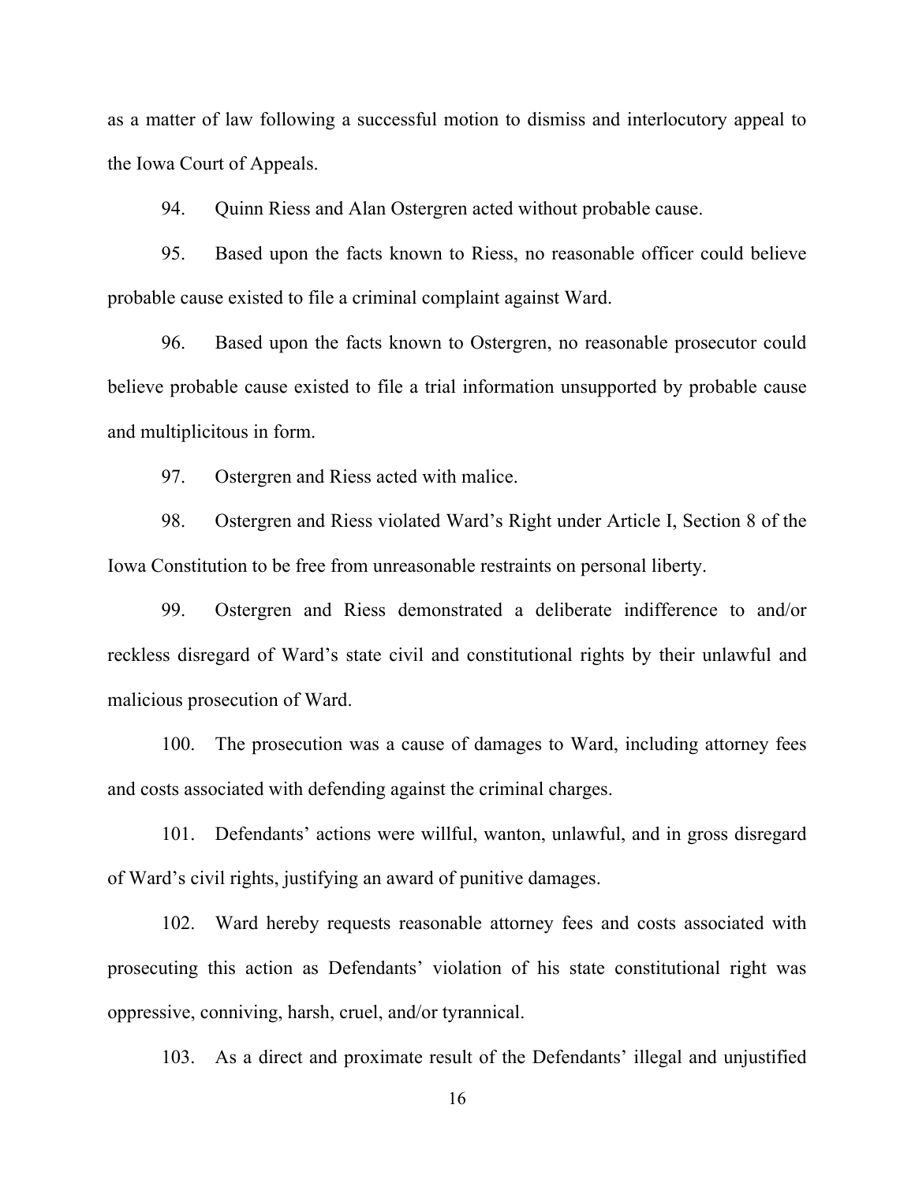as a matter of law following a successful motion to dismiss and interlocutory appeal to the Iowa Court of Appeals.

94. Quinn Riess and Alan Ostergren acted without probable cause.

95. Based upon the facts known to Riess, no reasonable officer could believe probable cause existed to file a criminal complaint against Ward.

96. Based upon the facts known to Ostergren, no reasonable prosecutor could believe probable cause existed to file a trial information unsupported by probable cause and multiplicitous in form.

97. Ostergren and Riess acted with malice.

98. Ostergren and Riess violated Ward's Right under Article I, Section 8 of the Iowa Constitution to be free from unreasonable restraints on personal liberty.

99. Ostergren and Riess demonstrated a deliberate indifference to and/or reckless disregard of Ward's state civil and constitutional rights by their unlawful and malicious prosecution of Ward.

100. The prosecution was a cause of damages to Ward, including attorney fees and costs associated with defending against the criminal charges.

101. Defendants' actions were willful, wanton, unlawful, and in gross disregard of Ward's civil rights, justifying an award of punitive damages.

102. Ward hereby requests reasonable attorney fees and costs associated with prosecuting this action as Defendants' violation of his state constitutional right was oppressive, conniving, harsh, cruel, and/or tyrannical.

103. As a direct and proximate result of the Defendants' illegal and unjustified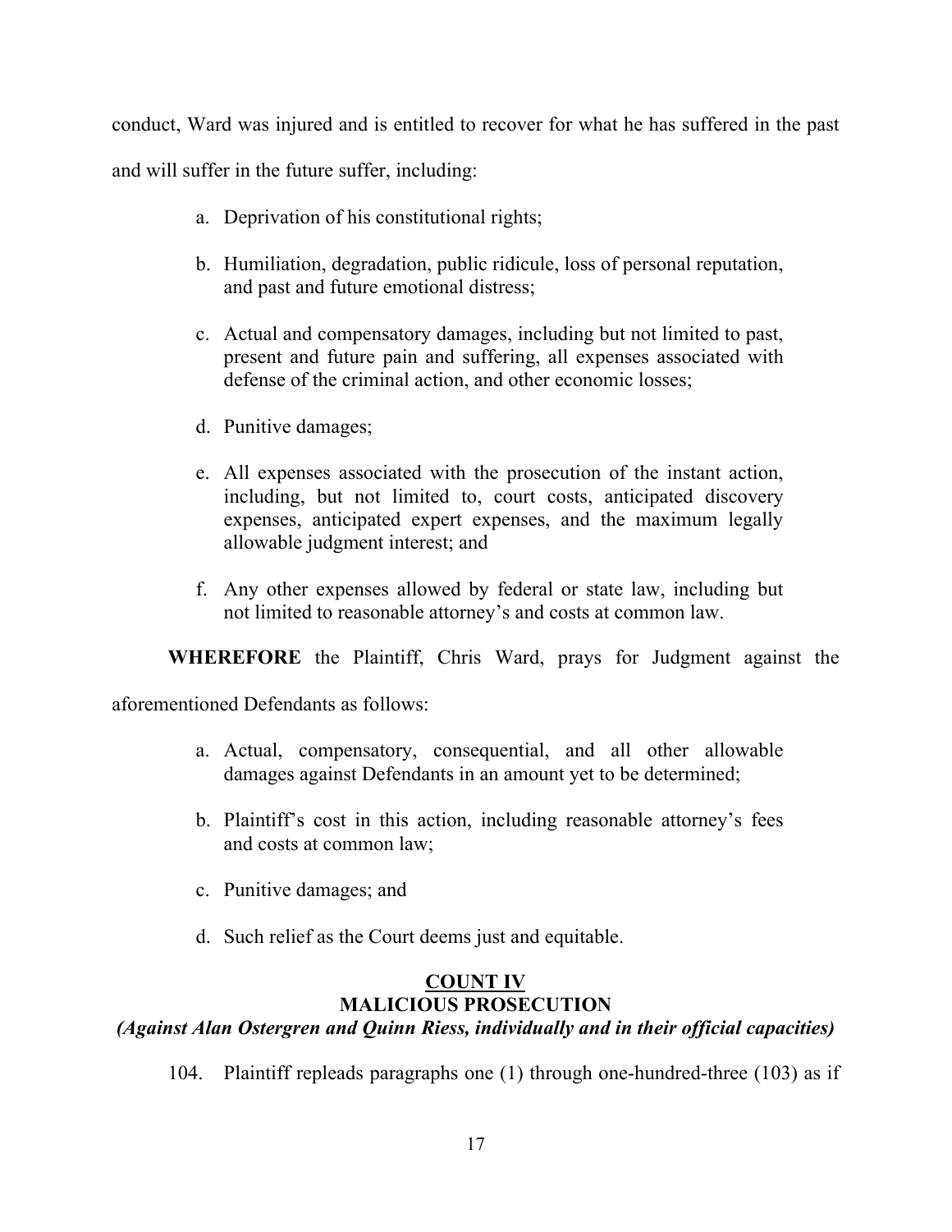conduct, Ward was injured and is entitled to recover for what he has suffered in the past and will suffer in the future suffer, including:

a. Deprivation of his constitutional rights;

b. Humiliation, degradation, public ridicule, loss of personal reputation, and past and future emotional distress;

c. Actual and compensatory damages, including but not limited to past, present and future pain and suffering, all expenses associated with defense of the criminal action, and other economic losses;

d. Punitive damages;

e. All expenses associated with the prosecution of the instant action, including, but not limited to, court costs, anticipated discovery expenses, anticipated expert expenses, and the maximum legally allowable judgment interest; and

f. Any other expenses allowed by federal or state law, including but not limited to reasonable attorney's and costs at common law.

**WHEREFORE** the Plaintiff, Chris Ward, prays for Judgment against the aforementioned Defendants as follows:

a. Actual, compensatory, consequential, and all other allowable damages against Defendants in an amount yet to be determined;

b. Plaintiff's cost in this action, including reasonable attorney's fees and costs at common law;

c. Punitive damages; and

d. Such relief as the Court deems just and equitable.

## COUNT IV
## MALICIOUS PROSECUTION
***(Against Alan Ostergren and Quinn Riess, individually and in their official capacities)***

104. Plaintiff repleads paragraphs one (1) through one-hundred-three (103) as if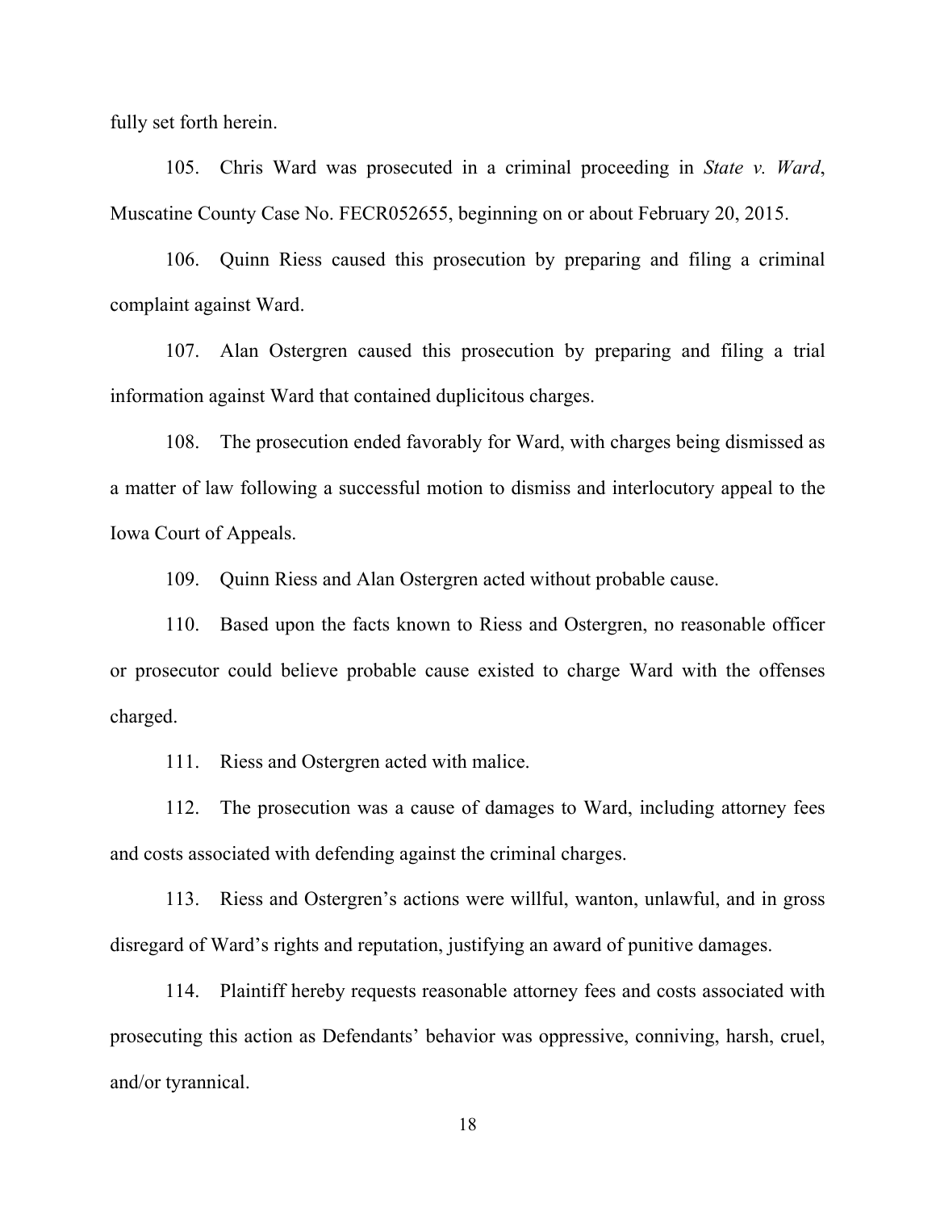fully set forth herein.

105. Chris Ward was prosecuted in a criminal proceeding in *State v. Ward*, Muscatine County Case No. FECR052655, beginning on or about February 20, 2015.

106. Quinn Riess caused this prosecution by preparing and filing a criminal complaint against Ward.

107. Alan Ostergren caused this prosecution by preparing and filing a trial information against Ward that contained duplicitous charges.

108. The prosecution ended favorably for Ward, with charges being dismissed as a matter of law following a successful motion to dismiss and interlocutory appeal to the Iowa Court of Appeals.

109. Quinn Riess and Alan Ostergren acted without probable cause.

110. Based upon the facts known to Riess and Ostergren, no reasonable officer or prosecutor could believe probable cause existed to charge Ward with the offenses charged.

111. Riess and Ostergren acted with malice.

112. The prosecution was a cause of damages to Ward, including attorney fees and costs associated with defending against the criminal charges.

113. Riess and Ostergren's actions were willful, wanton, unlawful, and in gross disregard of Ward's rights and reputation, justifying an award of punitive damages.

114. Plaintiff hereby requests reasonable attorney fees and costs associated with prosecuting this action as Defendants' behavior was oppressive, conniving, harsh, cruel, and/or tyrannical.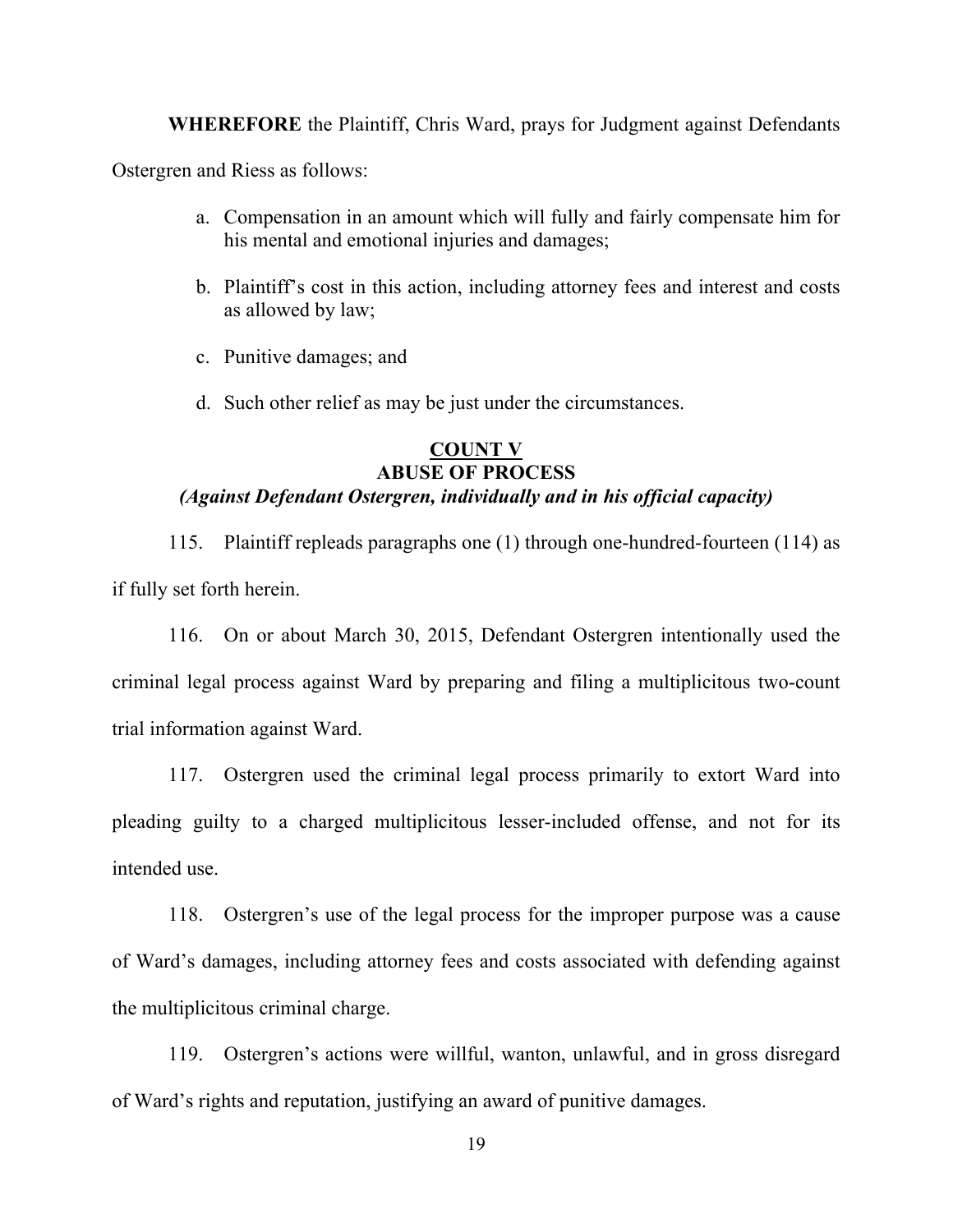**WHEREFORE** the Plaintiff, Chris Ward, prays for Judgment against Defendants Ostergren and Riess as follows:

a. Compensation in an amount which will fully and fairly compensate him for his mental and emotional injuries and damages;

b. Plaintiff's cost in this action, including attorney fees and interest and costs as allowed by law;

c. Punitive damages; and

d. Such other relief as may be just under the circumstances.

## COUNT V
## ABUSE OF PROCESS
***(Against Defendant Ostergren, individually and in his official capacity)***

115. Plaintiff repleads paragraphs one (1) through one-hundred-fourteen (114) as if fully set forth herein.

116. On or about March 30, 2015, Defendant Ostergren intentionally used the criminal legal process against Ward by preparing and filing a multiplicitous two-count trial information against Ward.

117. Ostergren used the criminal legal process primarily to extort Ward into pleading guilty to a charged multiplicitous lesser-included offense, and not for its intended use.

118. Ostergren's use of the legal process for the improper purpose was a cause of Ward's damages, including attorney fees and costs associated with defending against the multiplicitous criminal charge.

119. Ostergren's actions were willful, wanton, unlawful, and in gross disregard of Ward's rights and reputation, justifying an award of punitive damages.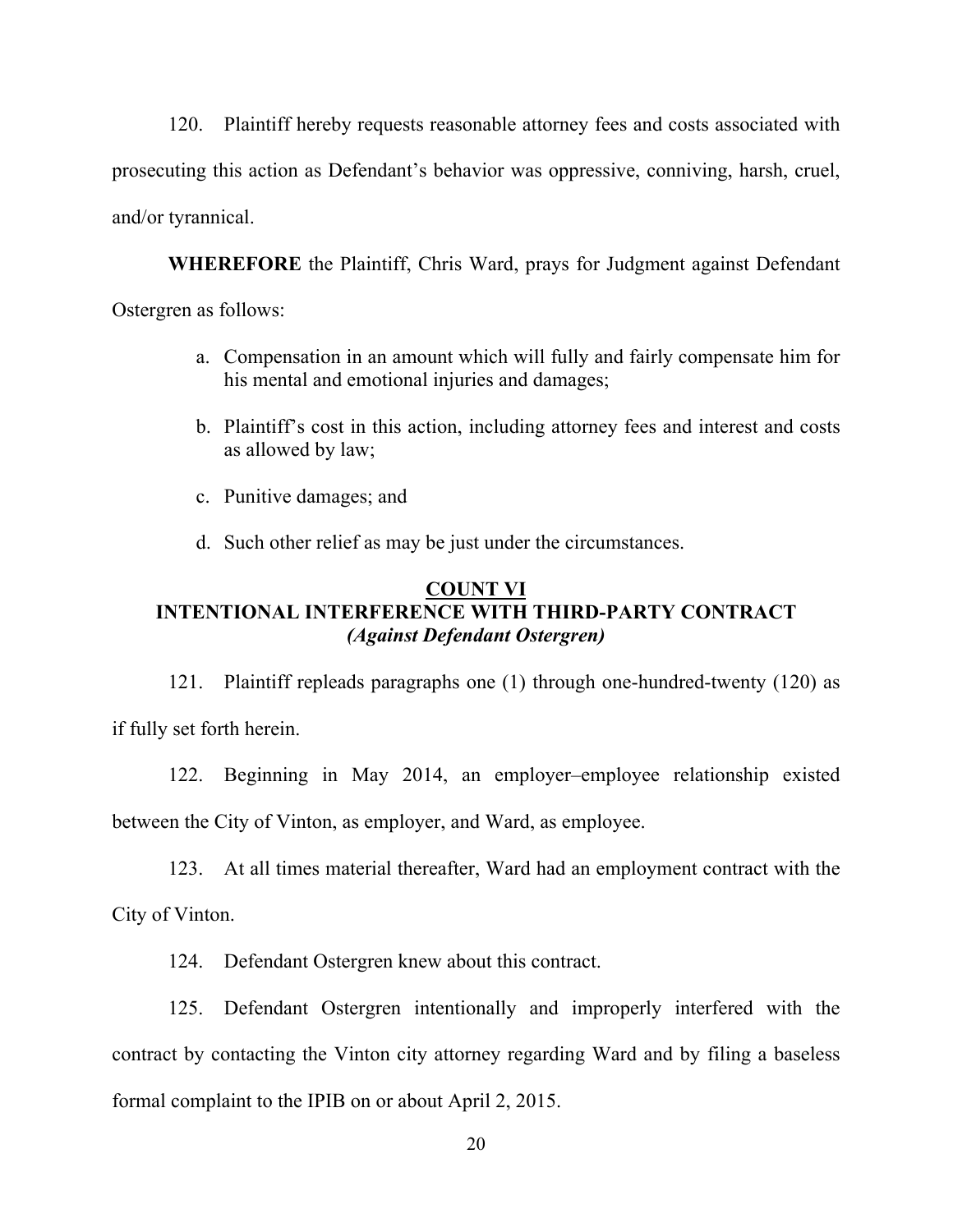120. Plaintiff hereby requests reasonable attorney fees and costs associated with prosecuting this action as Defendant's behavior was oppressive, conniving, harsh, cruel, and/or tyrannical.

**WHEREFORE** the Plaintiff, Chris Ward, prays for Judgment against Defendant Ostergren as follows:

a. Compensation in an amount which will fully and fairly compensate him for his mental and emotional injuries and damages;

b. Plaintiff's cost in this action, including attorney fees and interest and costs as allowed by law;

c. Punitive damages; and

d. Such other relief as may be just under the circumstances.

## COUNT VI
## INTENTIONAL INTERFERENCE WITH THIRD-PARTY CONTRACT
***(Against Defendant Ostergren)***

121. Plaintiff repleads paragraphs one (1) through one-hundred-twenty (120) as if fully set forth herein.

122. Beginning in May 2014, an employer–employee relationship existed between the City of Vinton, as employer, and Ward, as employee.

123. At all times material thereafter, Ward had an employment contract with the City of Vinton.

124. Defendant Ostergren knew about this contract.

125. Defendant Ostergren intentionally and improperly interfered with the contract by contacting the Vinton city attorney regarding Ward and by filing a baseless formal complaint to the IPIB on or about April 2, 2015.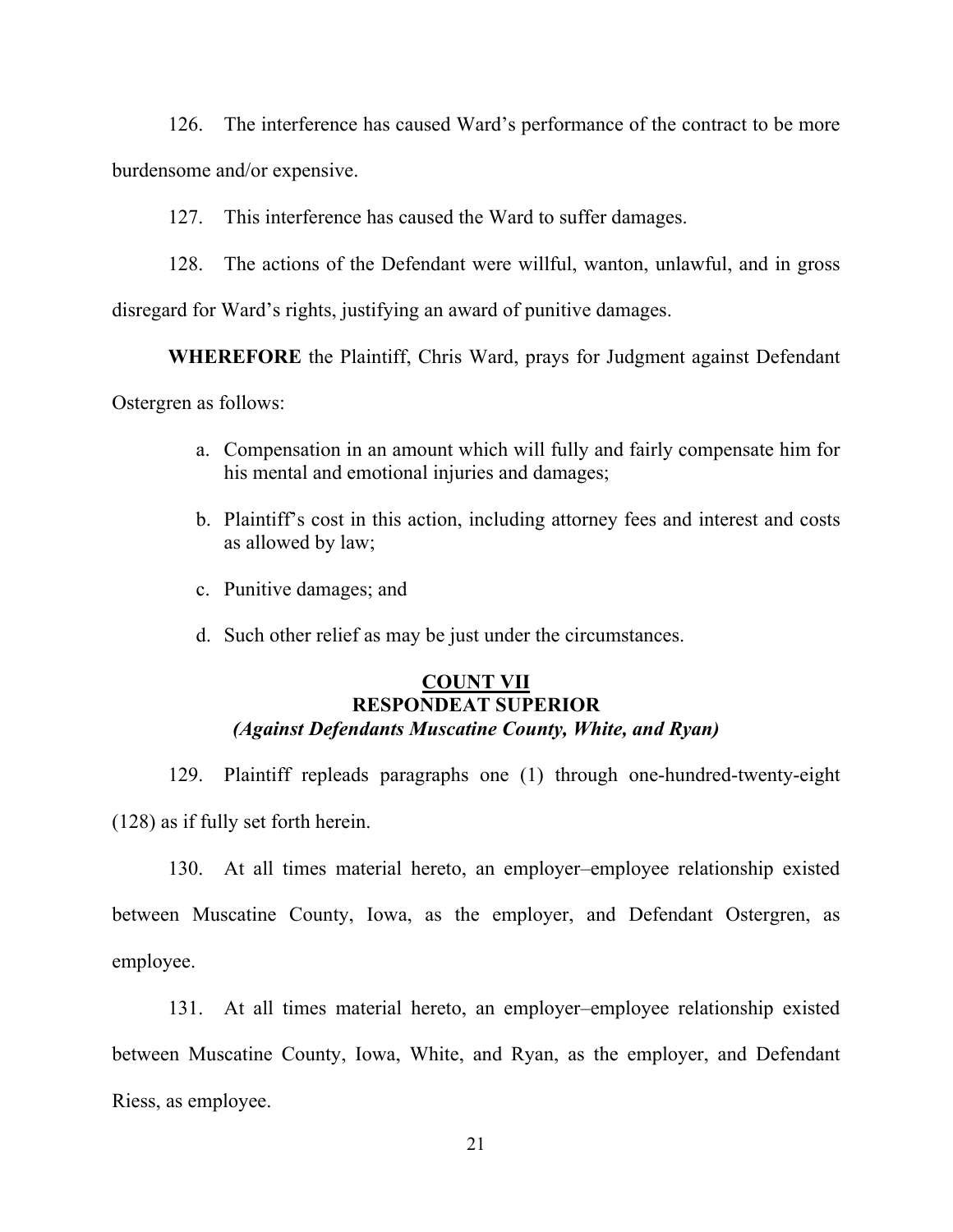126. The interference has caused Ward's performance of the contract to be more burdensome and/or expensive.

127. This interference has caused the Ward to suffer damages.

128. The actions of the Defendant were willful, wanton, unlawful, and in gross disregard for Ward's rights, justifying an award of punitive damages.

**WHEREFORE** the Plaintiff, Chris Ward, prays for Judgment against Defendant Ostergren as follows:

a. Compensation in an amount which will fully and fairly compensate him for his mental and emotional injuries and damages;

b. Plaintiff's cost in this action, including attorney fees and interest and costs as allowed by law;

c. Punitive damages; and

d. Such other relief as may be just under the circumstances.

## COUNT VII
## RESPONDEAT SUPERIOR
### *(Against Defendants Muscatine County, White, and Ryan)*

129. Plaintiff repleads paragraphs one (1) through one-hundred-twenty-eight (128) as if fully set forth herein.

130. At all times material hereto, an employer–employee relationship existed between Muscatine County, Iowa, as the employer, and Defendant Ostergren, as employee.

131. At all times material hereto, an employer–employee relationship existed between Muscatine County, Iowa, White, and Ryan, as the employer, and Defendant Riess, as employee.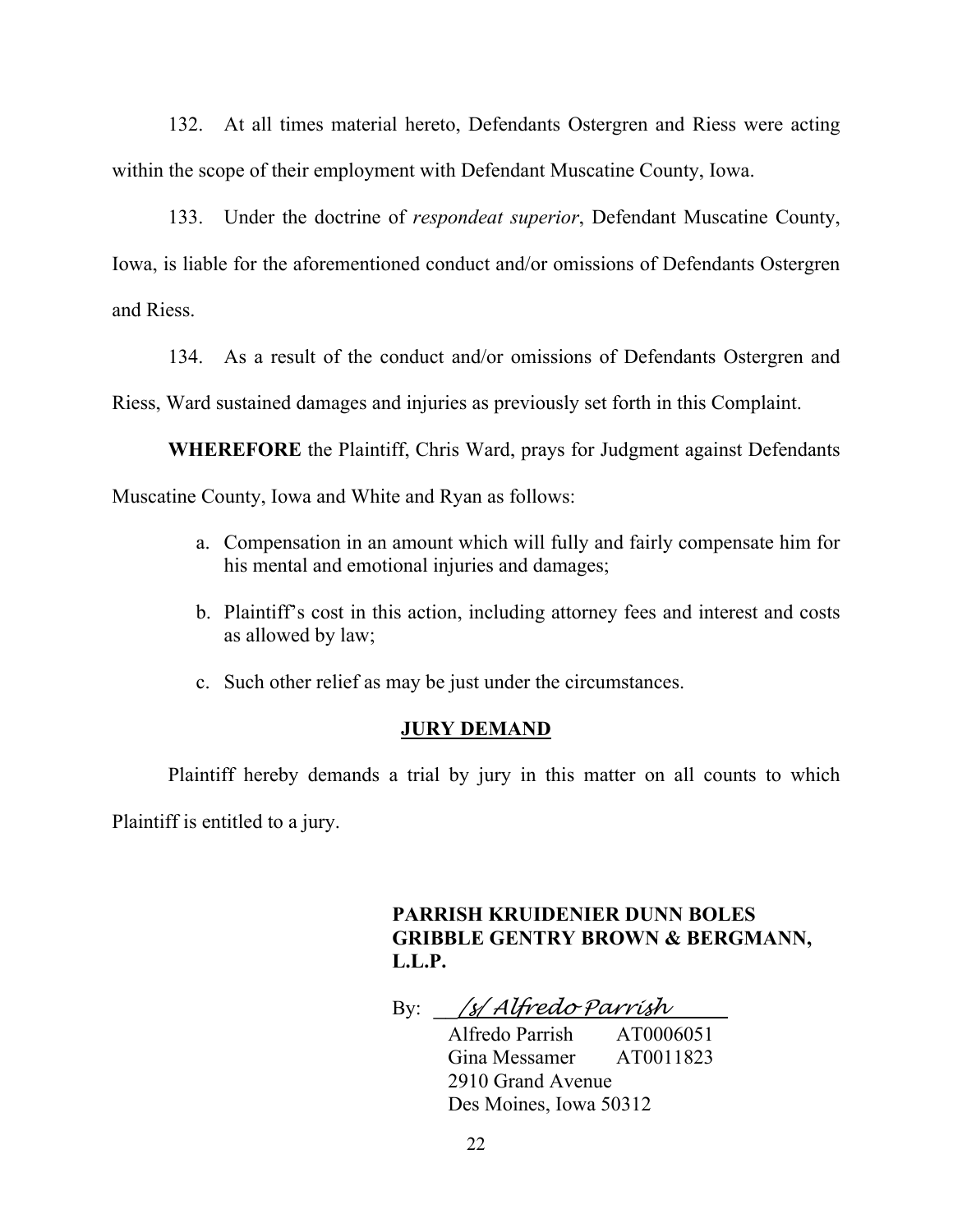132. At all times material hereto, Defendants Ostergren and Riess were acting within the scope of their employment with Defendant Muscatine County, Iowa.

133. Under the doctrine of *respondeat superior*, Defendant Muscatine County, Iowa, is liable for the aforementioned conduct and/or omissions of Defendants Ostergren and Riess.

134. As a result of the conduct and/or omissions of Defendants Ostergren and Riess, Ward sustained damages and injuries as previously set forth in this Complaint.

**WHEREFORE** the Plaintiff, Chris Ward, prays for Judgment against Defendants Muscatine County, Iowa and White and Ryan as follows:

a. Compensation in an amount which will fully and fairly compensate him for his mental and emotional injuries and damages;

b. Plaintiff's cost in this action, including attorney fees and interest and costs as allowed by law;

c. Such other relief as may be just under the circumstances.

**JURY DEMAND**

Plaintiff hereby demands a trial by jury in this matter on all counts to which Plaintiff is entitled to a jury.

**PARRISH KRUIDENIER DUNN BOLES GRIBBLE GENTRY BROWN & BERGMANN, L.L.P.**

By: /s/ Alfredo Parrish

Alfredo Parrish AT0006051
Gina Messamer AT0011823
2910 Grand Avenue
Des Moines, Iowa 50312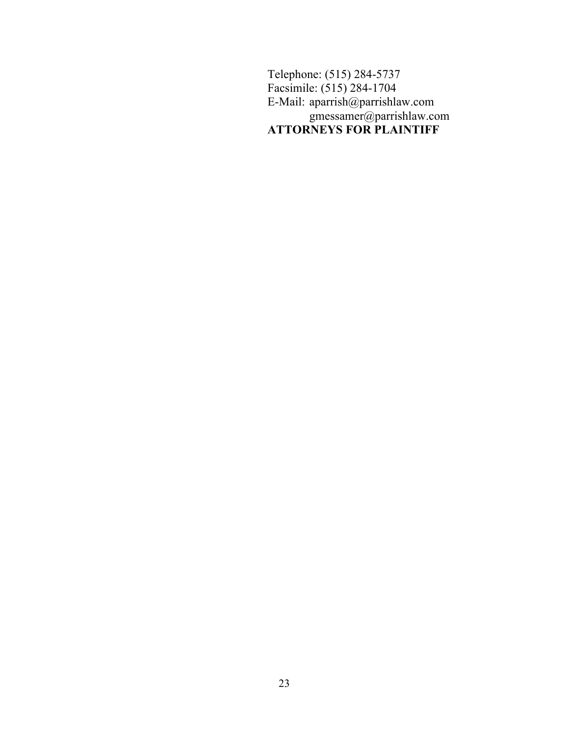Telephone: (515) 284-5737
Facsimile: (515) 284-1704
E-Mail: aparrish@parrishlaw.com
gmessamer@parrishlaw.com
**ATTORNEYS FOR PLAINTIFF**